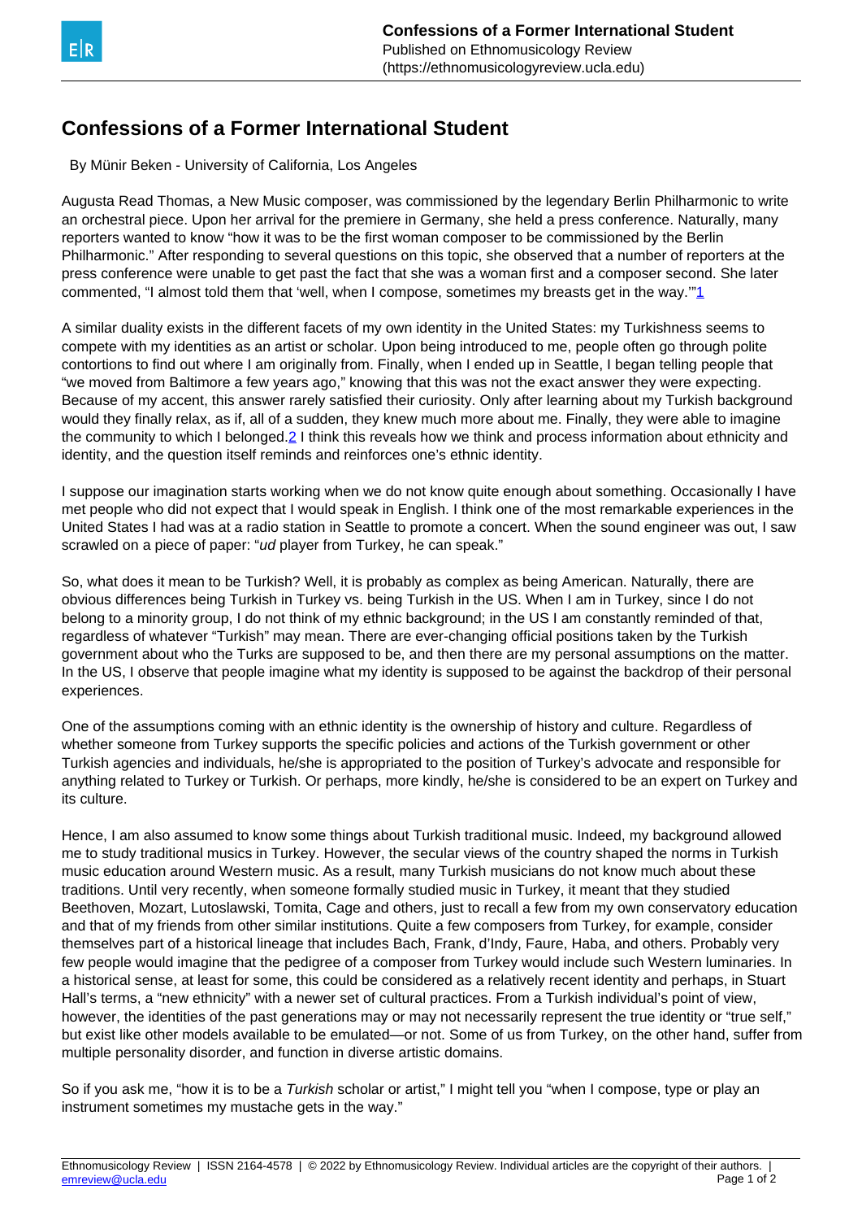# Confessions of a Former International Student

By Münir Beken - University of California, Los Angeles

Augusta Read Thomas, a New Music composer, was commissioned by the legendary Berlin Philharmonic to write an orchestral piece. Upon her arrival for the premiere in Germany, she held a press conference. Naturally, many reporters wanted to know "how it was to be the first woman composer to be commissioned by the Berlin Philharmonic." After responding to several questions on this topic, she observed that a number of reporters at the press conference were unable to get past the fact that she was a woman first and a composer second. She later commented, "I almost told them that 'well, when I compose, sometimes my breasts get in the way.'"[1]

A similar duality exists in the different facets of my own identity in the United States: my Turkishness seems to compete with my identities as an artist or scholar. Upon being introduced to me, people often go through polite contortions to find out where I am originally from. Finally, when I ended up in Seattle, I began telling people that "we moved from Baltimore a few years ago," knowing that this was not the exact answer they were expecting. Because of my accent, this answer rarely satisfied their curiosity. Only after learning about my Turkish background would they finally relax, as if, all of a sudden, they knew much more about me. Finally, they were able to imagine the community to which I belonged.[2] I think this reveals how we think and process information about ethnicity and identity, and the question itself reminds and reinforces one's ethnic identity.

I suppose our imagination starts working when we do not know quite enough about something. Occasionally I have met people who did not expect that I would speak in English. I think one of the most remarkable experiences in the United States I had was at a radio station in Seattle to promote a concert. When the sound engineer was out, I saw scrawled on a piece of paper: "*ud* player from Turkey, he can speak."

So, what does it mean to be Turkish? Well, it is probably as complex as being American. Naturally, there are obvious differences being Turkish in Turkey vs. being Turkish in the US. When I am in Turkey, since I do not belong to a minority group, I do not think of my ethnic background; in the US I am constantly reminded of that, regardless of whatever "Turkish" may mean. There are ever-changing official positions taken by the Turkish government about who the Turks are supposed to be, and then there are my personal assumptions on the matter. In the US, I observe that people imagine what my identity is supposed to be against the backdrop of their personal experiences.

One of the assumptions coming with an ethnic identity is the ownership of history and culture. Regardless of whether someone from Turkey supports the specific policies and actions of the Turkish government or other Turkish agencies and individuals, he/she is appropriated to the position of Turkey's advocate and responsible for anything related to Turkey or Turkish. Or perhaps, more kindly, he/she is considered to be an expert on Turkey and its culture.

Hence, I am also assumed to know some things about Turkish traditional music. Indeed, my background allowed me to study traditional musics in Turkey. However, the secular views of the country shaped the norms in Turkish music education around Western music. As a result, many Turkish musicians do not know much about these traditions. Until very recently, when someone formally studied music in Turkey, it meant that they studied Beethoven, Mozart, Lutoslawski, Tomita, Cage and others, just to recall a few from my own conservatory education and that of my friends from other similar institutions. Quite a few composers from Turkey, for example, consider themselves part of a historical lineage that includes Bach, Frank, d'Indy, Faure, Haba, and others. Probably very few people would imagine that the pedigree of a composer from Turkey would include such Western luminaries. In a historical sense, at least for some, this could be considered as a relatively recent identity and perhaps, in Stuart Hall's terms, a "new ethnicity" with a newer set of cultural practices. From a Turkish individual's point of view, however, the identities of the past generations may or may not necessarily represent the true identity or "true self," but exist like other models available to be emulated—or not. Some of us from Turkey, on the other hand, suffer from multiple personality disorder, and function in diverse artistic domains.

So if you ask me, "how it is to be a *Turkish* scholar or artist," I might tell you "when I compose, type or play an instrument sometimes my mustache gets in the way."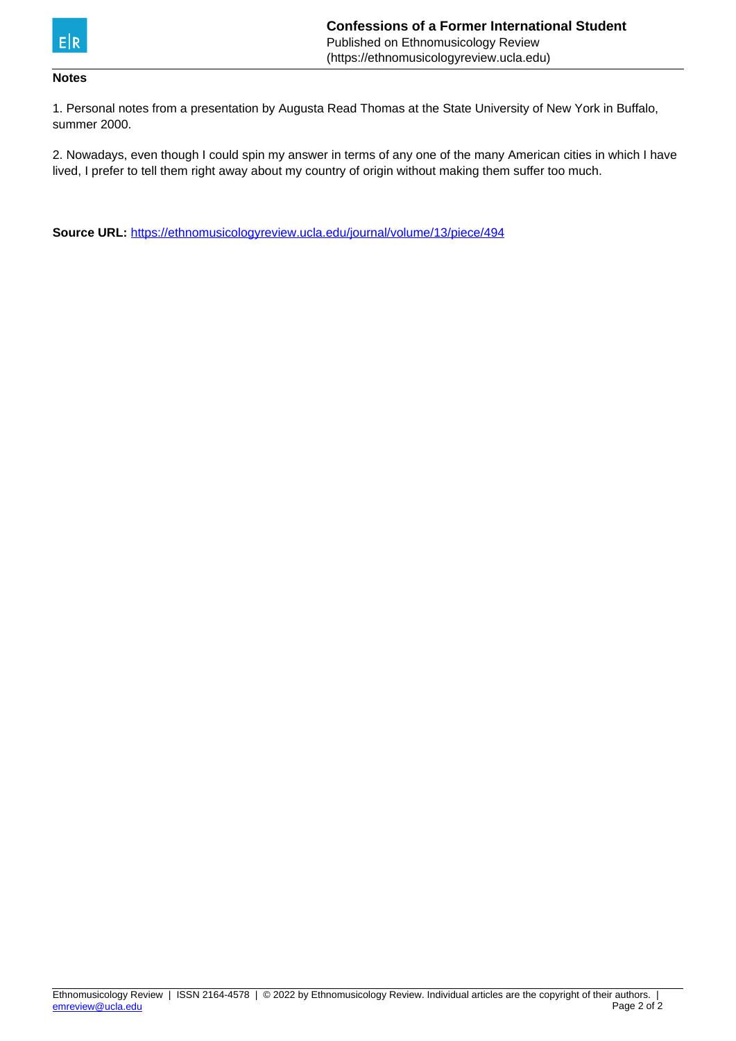**Notes**

1. Personal notes from a presentation by Augusta Read Thomas at the State University of New York in Buffalo, summer 2000.

2. Nowadays, even though I could spin my answer in terms of any one of the many American cities in which I have lived, I prefer to tell them right away about my country of origin without making them suffer too much.

**Source URL:** https://ethnomusicologyreview.ucla.edu/journal/volume/13/piece/494